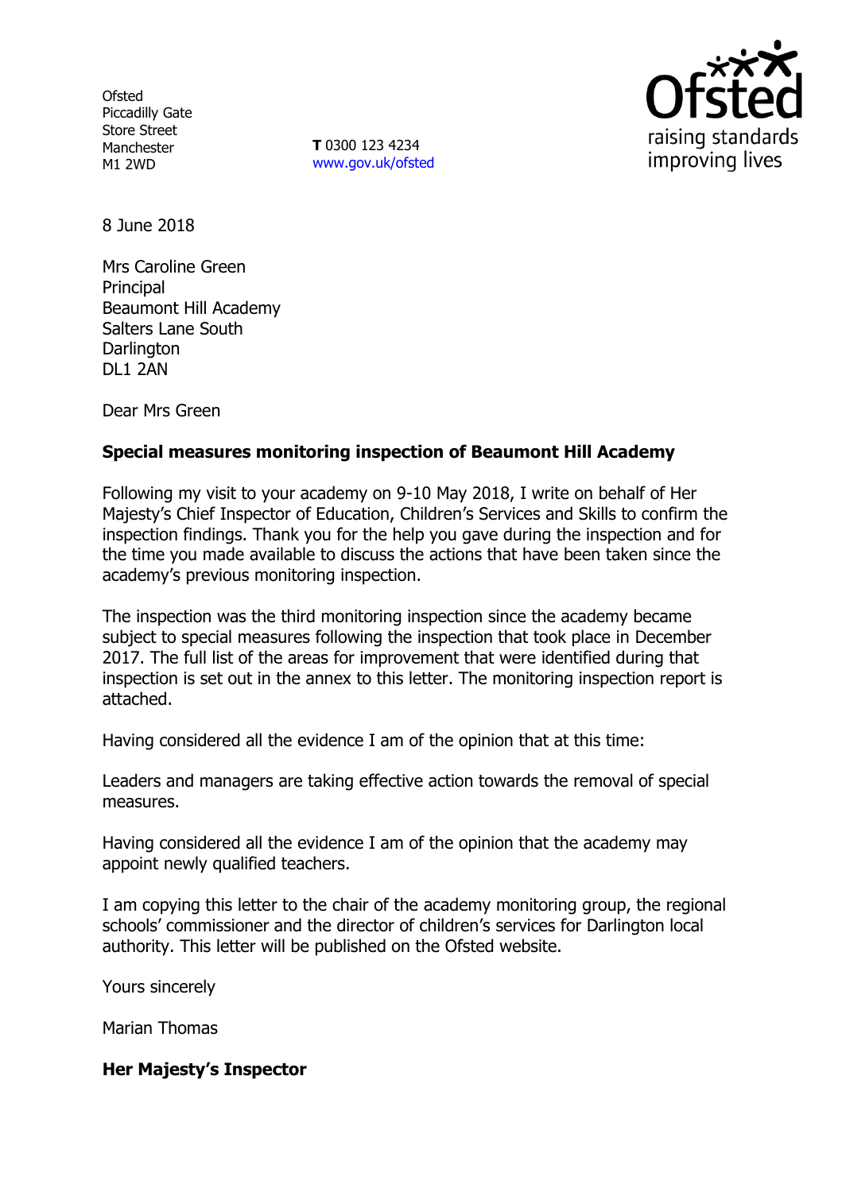Ofsted
Piccadilly Gate
Store Street
Manchester
M1 2WD

**T** 0300 123 4234
www.gov.uk/ofsted

8 June 2018

Mrs Caroline Green
Principal
Beaumont Hill Academy
Salters Lane South
Darlington
DL1 2AN

Dear Mrs Green

**Special measures monitoring inspection of Beaumont Hill Academy**

Following my visit to your academy on 9-10 May 2018, I write on behalf of Her Majesty's Chief Inspector of Education, Children's Services and Skills to confirm the inspection findings. Thank you for the help you gave during the inspection and for the time you made available to discuss the actions that have been taken since the academy's previous monitoring inspection.

The inspection was the third monitoring inspection since the academy became subject to special measures following the inspection that took place in December 2017. The full list of the areas for improvement that were identified during that inspection is set out in the annex to this letter. The monitoring inspection report is attached.

Having considered all the evidence I am of the opinion that at this time:

Leaders and managers are taking effective action towards the removal of special measures.

Having considered all the evidence I am of the opinion that the academy may appoint newly qualified teachers.

I am copying this letter to the chair of the academy monitoring group, the regional schools' commissioner and the director of children's services for Darlington local authority. This letter will be published on the Ofsted website.

Yours sincerely

Marian Thomas

**Her Majesty's Inspector**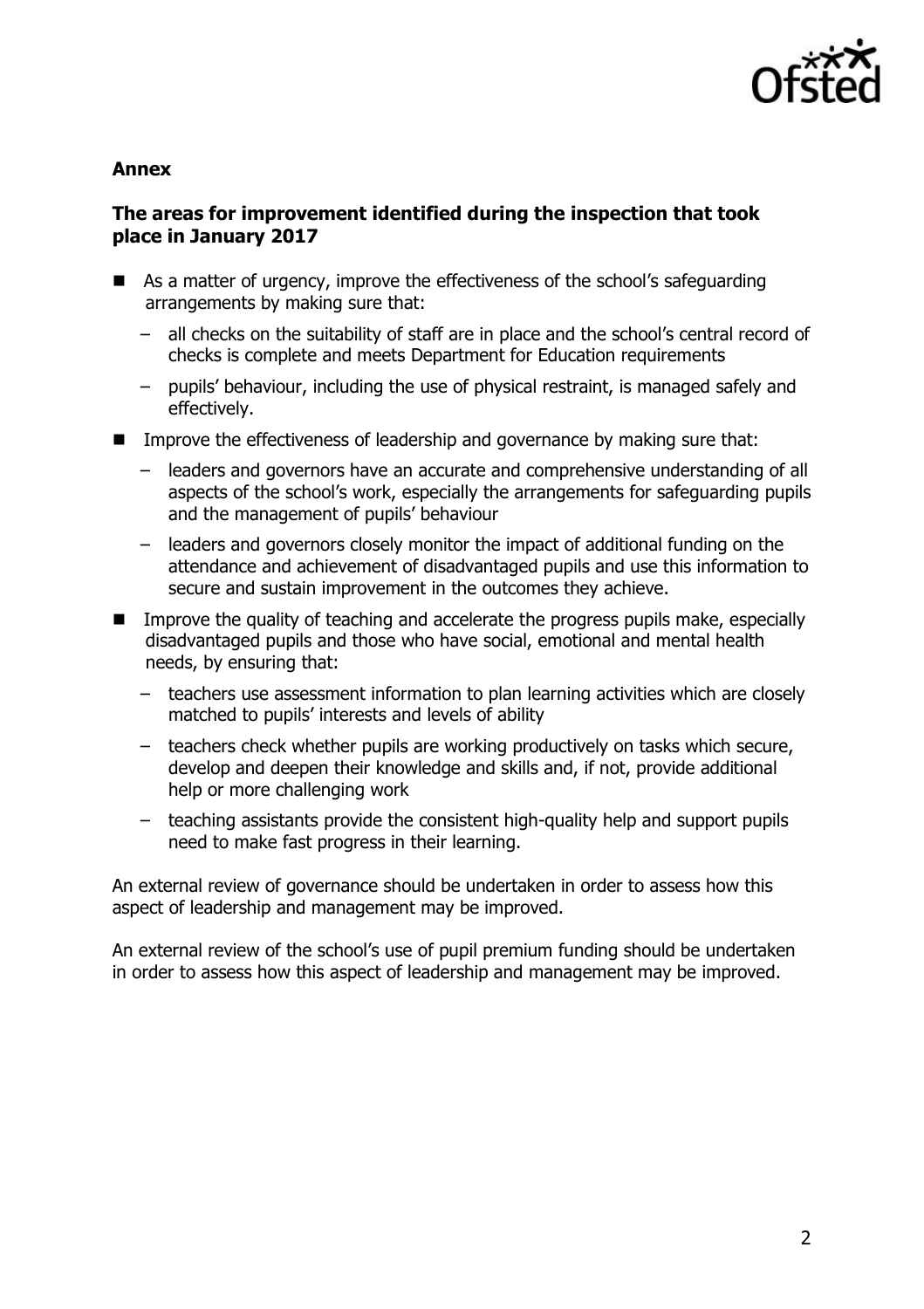## Annex

### The areas for improvement identified during the inspection that took place in January 2017

- As a matter of urgency, improve the effectiveness of the school's safeguarding arrangements by making sure that:
  - all checks on the suitability of staff are in place and the school's central record of checks is complete and meets Department for Education requirements
  - pupils' behaviour, including the use of physical restraint, is managed safely and effectively.
- Improve the effectiveness of leadership and governance by making sure that:
  - leaders and governors have an accurate and comprehensive understanding of all aspects of the school's work, especially the arrangements for safeguarding pupils and the management of pupils' behaviour
  - leaders and governors closely monitor the impact of additional funding on the attendance and achievement of disadvantaged pupils and use this information to secure and sustain improvement in the outcomes they achieve.
- Improve the quality of teaching and accelerate the progress pupils make, especially disadvantaged pupils and those who have social, emotional and mental health needs, by ensuring that:
  - teachers use assessment information to plan learning activities which are closely matched to pupils' interests and levels of ability
  - teachers check whether pupils are working productively on tasks which secure, develop and deepen their knowledge and skills and, if not, provide additional help or more challenging work
  - teaching assistants provide the consistent high-quality help and support pupils need to make fast progress in their learning.

An external review of governance should be undertaken in order to assess how this aspect of leadership and management may be improved.

An external review of the school's use of pupil premium funding should be undertaken in order to assess how this aspect of leadership and management may be improved.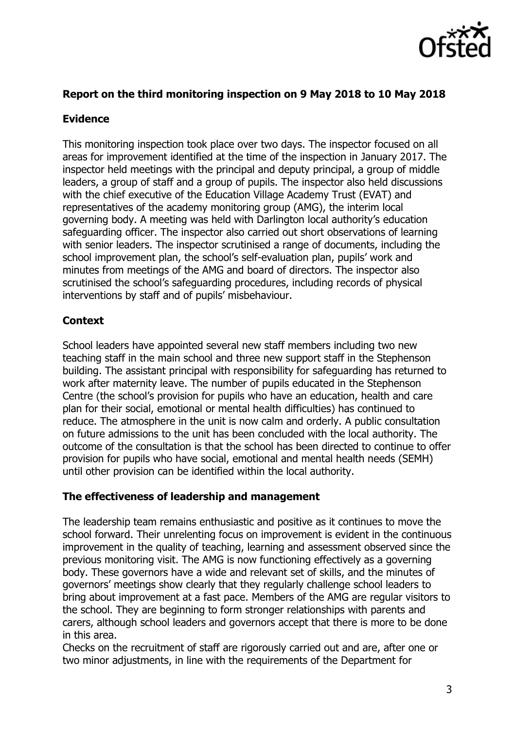**Report on the third monitoring inspection on 9 May 2018 to 10 May 2018**

**Evidence**

This monitoring inspection took place over two days. The inspector focused on all areas for improvement identified at the time of the inspection in January 2017. The inspector held meetings with the principal and deputy principal, a group of middle leaders, a group of staff and a group of pupils. The inspector also held discussions with the chief executive of the Education Village Academy Trust (EVAT) and representatives of the academy monitoring group (AMG), the interim local governing body. A meeting was held with Darlington local authority's education safeguarding officer. The inspector also carried out short observations of learning with senior leaders. The inspector scrutinised a range of documents, including the school improvement plan, the school's self-evaluation plan, pupils' work and minutes from meetings of the AMG and board of directors. The inspector also scrutinised the school's safeguarding procedures, including records of physical interventions by staff and of pupils' misbehaviour.

**Context**

School leaders have appointed several new staff members including two new teaching staff in the main school and three new support staff in the Stephenson building. The assistant principal with responsibility for safeguarding has returned to work after maternity leave. The number of pupils educated in the Stephenson Centre (the school's provision for pupils who have an education, health and care plan for their social, emotional or mental health difficulties) has continued to reduce. The atmosphere in the unit is now calm and orderly. A public consultation on future admissions to the unit has been concluded with the local authority. The outcome of the consultation is that the school has been directed to continue to offer provision for pupils who have social, emotional and mental health needs (SEMH) until other provision can be identified within the local authority.

**The effectiveness of leadership and management**

The leadership team remains enthusiastic and positive as it continues to move the school forward. Their unrelenting focus on improvement is evident in the continuous improvement in the quality of teaching, learning and assessment observed since the previous monitoring visit. The AMG is now functioning effectively as a governing body. These governors have a wide and relevant set of skills, and the minutes of governors' meetings show clearly that they regularly challenge school leaders to bring about improvement at a fast pace. Members of the AMG are regular visitors to the school. They are beginning to form stronger relationships with parents and carers, although school leaders and governors accept that there is more to be done in this area.

Checks on the recruitment of staff are rigorously carried out and are, after one or two minor adjustments, in line with the requirements of the Department for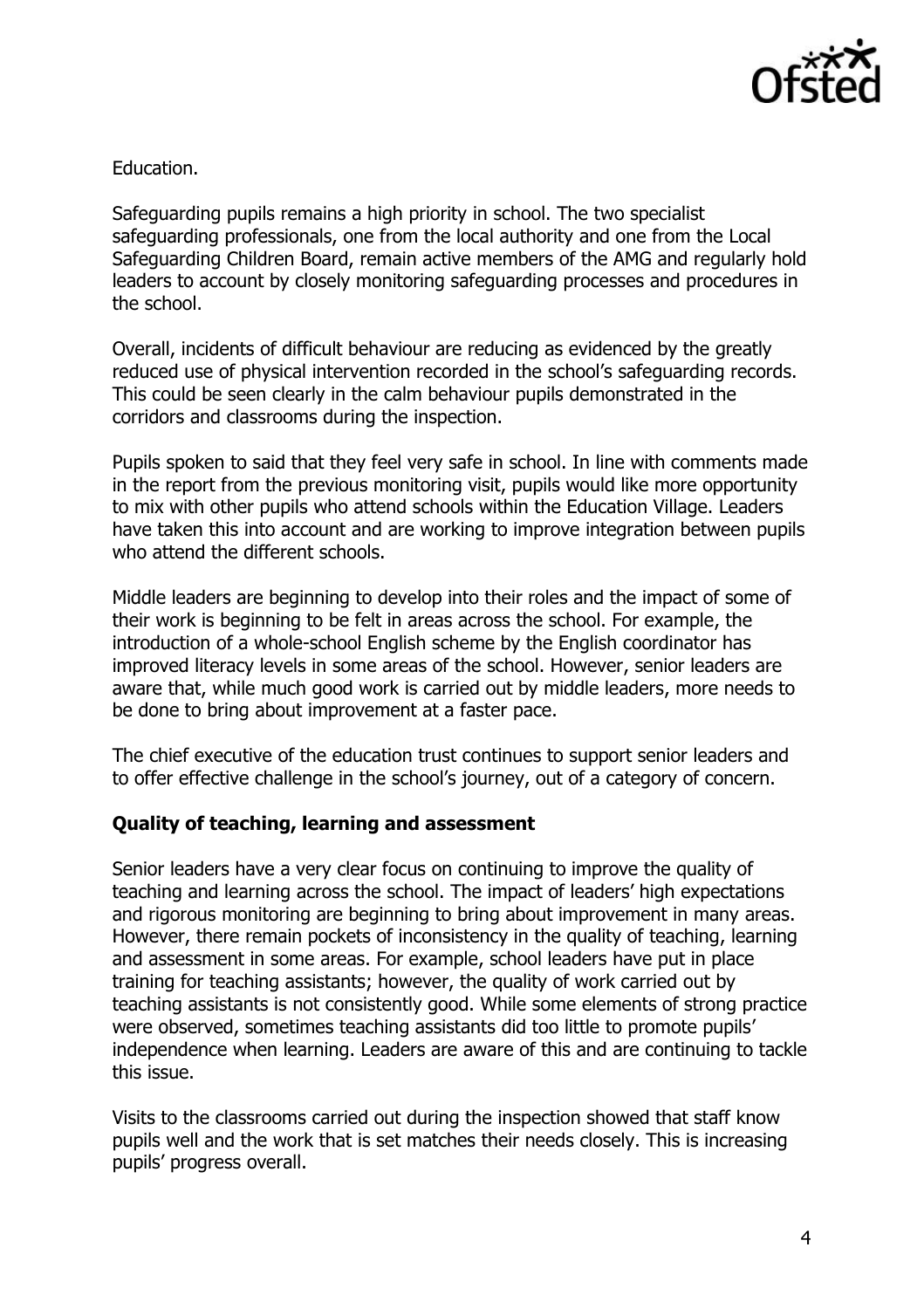Education.

Safeguarding pupils remains a high priority in school. The two specialist safeguarding professionals, one from the local authority and one from the Local Safeguarding Children Board, remain active members of the AMG and regularly hold leaders to account by closely monitoring safeguarding processes and procedures in the school.

Overall, incidents of difficult behaviour are reducing as evidenced by the greatly reduced use of physical intervention recorded in the school's safeguarding records. This could be seen clearly in the calm behaviour pupils demonstrated in the corridors and classrooms during the inspection.

Pupils spoken to said that they feel very safe in school. In line with comments made in the report from the previous monitoring visit, pupils would like more opportunity to mix with other pupils who attend schools within the Education Village. Leaders have taken this into account and are working to improve integration between pupils who attend the different schools.

Middle leaders are beginning to develop into their roles and the impact of some of their work is beginning to be felt in areas across the school. For example, the introduction of a whole-school English scheme by the English coordinator has improved literacy levels in some areas of the school. However, senior leaders are aware that, while much good work is carried out by middle leaders, more needs to be done to bring about improvement at a faster pace.

The chief executive of the education trust continues to support senior leaders and to offer effective challenge in the school's journey, out of a category of concern.

**Quality of teaching, learning and assessment**

Senior leaders have a very clear focus on continuing to improve the quality of teaching and learning across the school. The impact of leaders' high expectations and rigorous monitoring are beginning to bring about improvement in many areas. However, there remain pockets of inconsistency in the quality of teaching, learning and assessment in some areas. For example, school leaders have put in place training for teaching assistants; however, the quality of work carried out by teaching assistants is not consistently good. While some elements of strong practice were observed, sometimes teaching assistants did too little to promote pupils' independence when learning. Leaders are aware of this and are continuing to tackle this issue.

Visits to the classrooms carried out during the inspection showed that staff know pupils well and the work that is set matches their needs closely. This is increasing pupils' progress overall.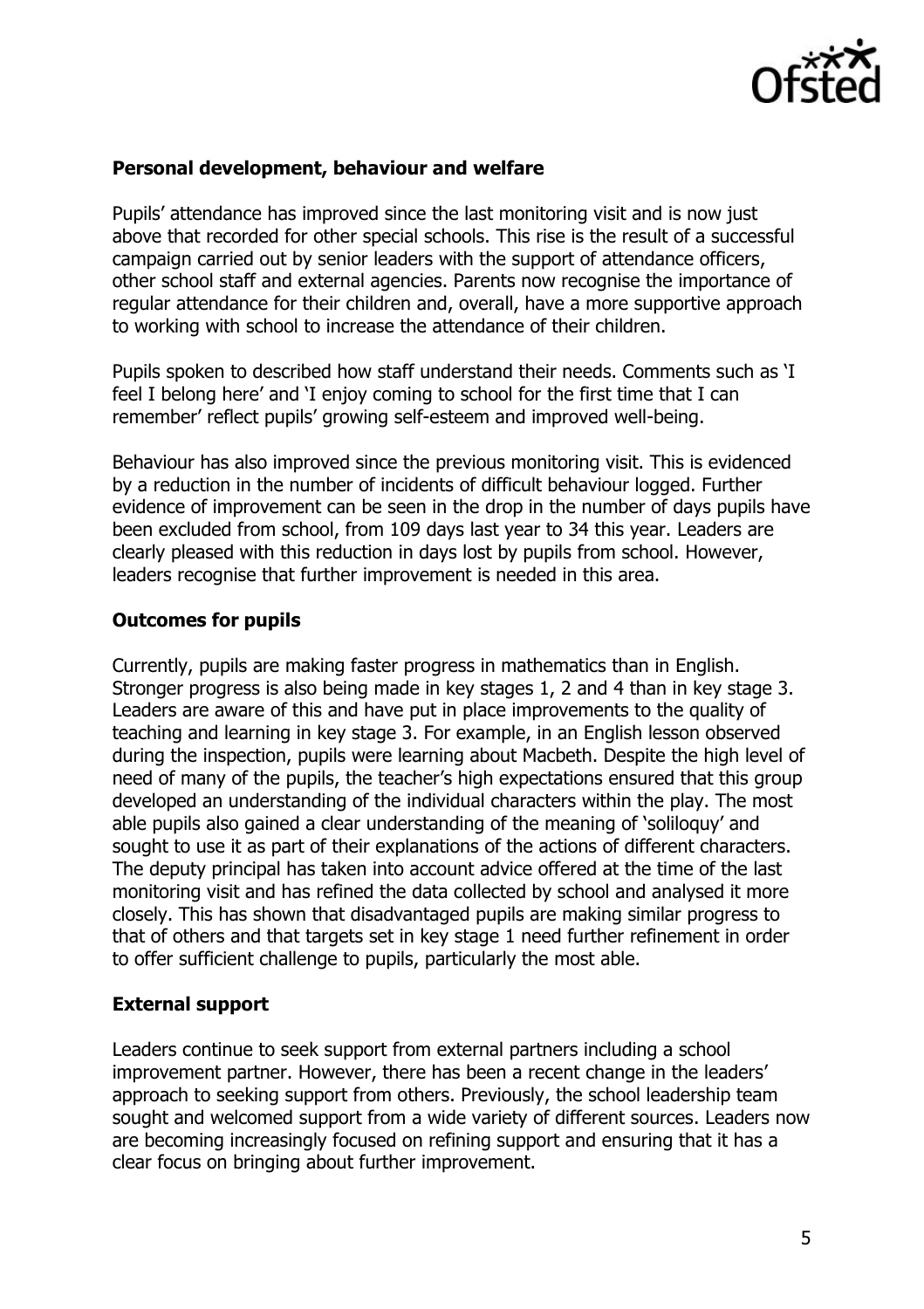### Personal development, behaviour and welfare

Pupils' attendance has improved since the last monitoring visit and is now just above that recorded for other special schools. This rise is the result of a successful campaign carried out by senior leaders with the support of attendance officers, other school staff and external agencies. Parents now recognise the importance of regular attendance for their children and, overall, have a more supportive approach to working with school to increase the attendance of their children.

Pupils spoken to described how staff understand their needs. Comments such as 'I feel I belong here' and 'I enjoy coming to school for the first time that I can remember' reflect pupils' growing self-esteem and improved well-being.

Behaviour has also improved since the previous monitoring visit. This is evidenced by a reduction in the number of incidents of difficult behaviour logged. Further evidence of improvement can be seen in the drop in the number of days pupils have been excluded from school, from 109 days last year to 34 this year. Leaders are clearly pleased with this reduction in days lost by pupils from school. However, leaders recognise that further improvement is needed in this area.

### Outcomes for pupils

Currently, pupils are making faster progress in mathematics than in English. Stronger progress is also being made in key stages 1, 2 and 4 than in key stage 3. Leaders are aware of this and have put in place improvements to the quality of teaching and learning in key stage 3. For example, in an English lesson observed during the inspection, pupils were learning about Macbeth. Despite the high level of need of many of the pupils, the teacher's high expectations ensured that this group developed an understanding of the individual characters within the play. The most able pupils also gained a clear understanding of the meaning of 'soliloquy' and sought to use it as part of their explanations of the actions of different characters. The deputy principal has taken into account advice offered at the time of the last monitoring visit and has refined the data collected by school and analysed it more closely. This has shown that disadvantaged pupils are making similar progress to that of others and that targets set in key stage 1 need further refinement in order to offer sufficient challenge to pupils, particularly the most able.

### External support

Leaders continue to seek support from external partners including a school improvement partner. However, there has been a recent change in the leaders' approach to seeking support from others. Previously, the school leadership team sought and welcomed support from a wide variety of different sources. Leaders now are becoming increasingly focused on refining support and ensuring that it has a clear focus on bringing about further improvement.